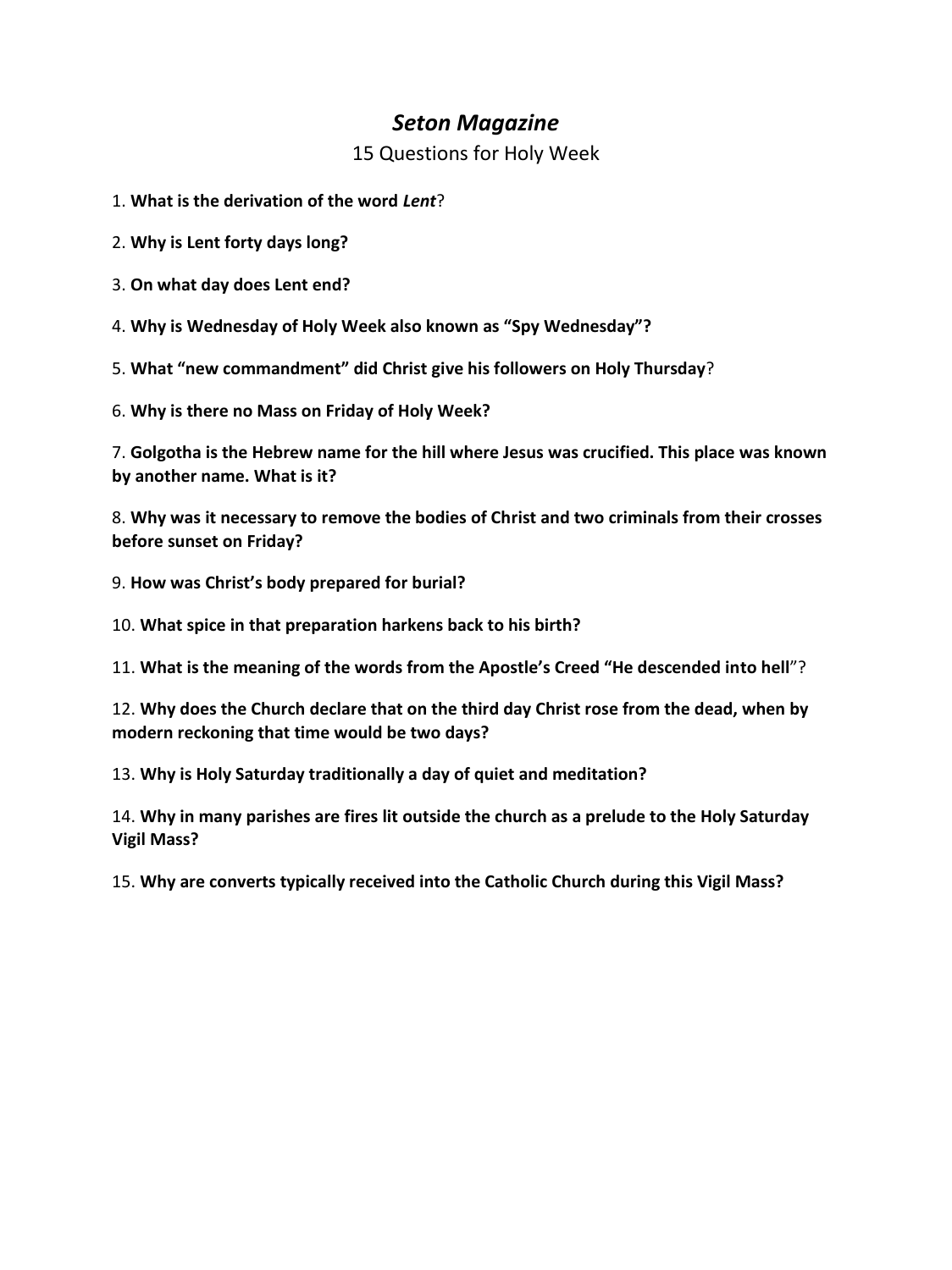# *Seton Magazine*

## 15 Questions for Holy Week

1. **What is the derivation of the word *Lent***?

2. **Why is Lent forty days long?**

3. **On what day does Lent end?**

4. **Why is Wednesday of Holy Week also known as "Spy Wednesday"?**

5. **What "new commandment" did Christ give his followers on Holy Thursday**?

6. **Why is there no Mass on Friday of Holy Week?**

7. **Golgotha is the Hebrew name for the hill where Jesus was crucified. This place was known by another name. What is it?**

8. **Why was it necessary to remove the bodies of Christ and two criminals from their crosses before sunset on Friday?**

9. **How was Christ's body prepared for burial?**

10. **What spice in that preparation harkens back to his birth?**

11. **What is the meaning of the words from the Apostle's Creed "He descended into hell**"?

12. **Why does the Church declare that on the third day Christ rose from the dead, when by modern reckoning that time would be two days?**

13. **Why is Holy Saturday traditionally a day of quiet and meditation?**

14. **Why in many parishes are fires lit outside the church as a prelude to the Holy Saturday Vigil Mass?**

15. **Why are converts typically received into the Catholic Church during this Vigil Mass?**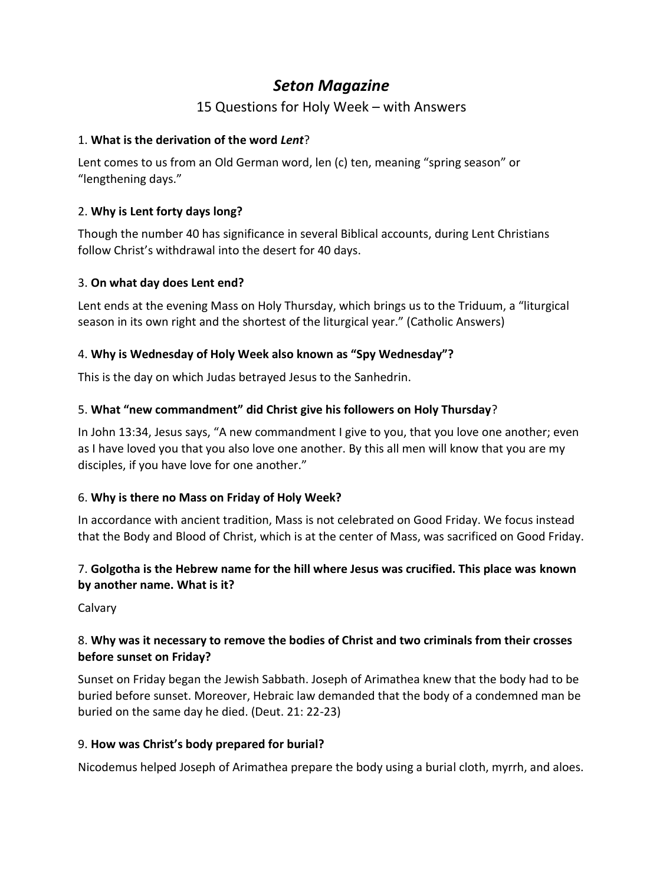# *Seton Magazine*

## 15 Questions for Holy Week – with Answers

1. **What is the derivation of the word *Lent*?**

Lent comes to us from an Old German word, len (c) ten, meaning "spring season" or "lengthening days."

2. **Why is Lent forty days long?**

Though the number 40 has significance in several Biblical accounts, during Lent Christians follow Christ's withdrawal into the desert for 40 days.

3. **On what day does Lent end?**

Lent ends at the evening Mass on Holy Thursday, which brings us to the Triduum, a "liturgical season in its own right and the shortest of the liturgical year." (Catholic Answers)

4. **Why is Wednesday of Holy Week also known as "Spy Wednesday"?**

This is the day on which Judas betrayed Jesus to the Sanhedrin.

5. **What "new commandment" did Christ give his followers on Holy Thursday?**

In John 13:34, Jesus says, "A new commandment I give to you, that you love one another; even as I have loved you that you also love one another. By this all men will know that you are my disciples, if you have love for one another."

6. **Why is there no Mass on Friday of Holy Week?**

In accordance with ancient tradition, Mass is not celebrated on Good Friday. We focus instead that the Body and Blood of Christ, which is at the center of Mass, was sacrificed on Good Friday.

7. **Golgotha is the Hebrew name for the hill where Jesus was crucified. This place was known by another name. What is it?**

Calvary

8. **Why was it necessary to remove the bodies of Christ and two criminals from their crosses before sunset on Friday?**

Sunset on Friday began the Jewish Sabbath. Joseph of Arimathea knew that the body had to be buried before sunset. Moreover, Hebraic law demanded that the body of a condemned man be buried on the same day he died. (Deut. 21: 22-23)

9. **How was Christ's body prepared for burial?**

Nicodemus helped Joseph of Arimathea prepare the body using a burial cloth, myrrh, and aloes.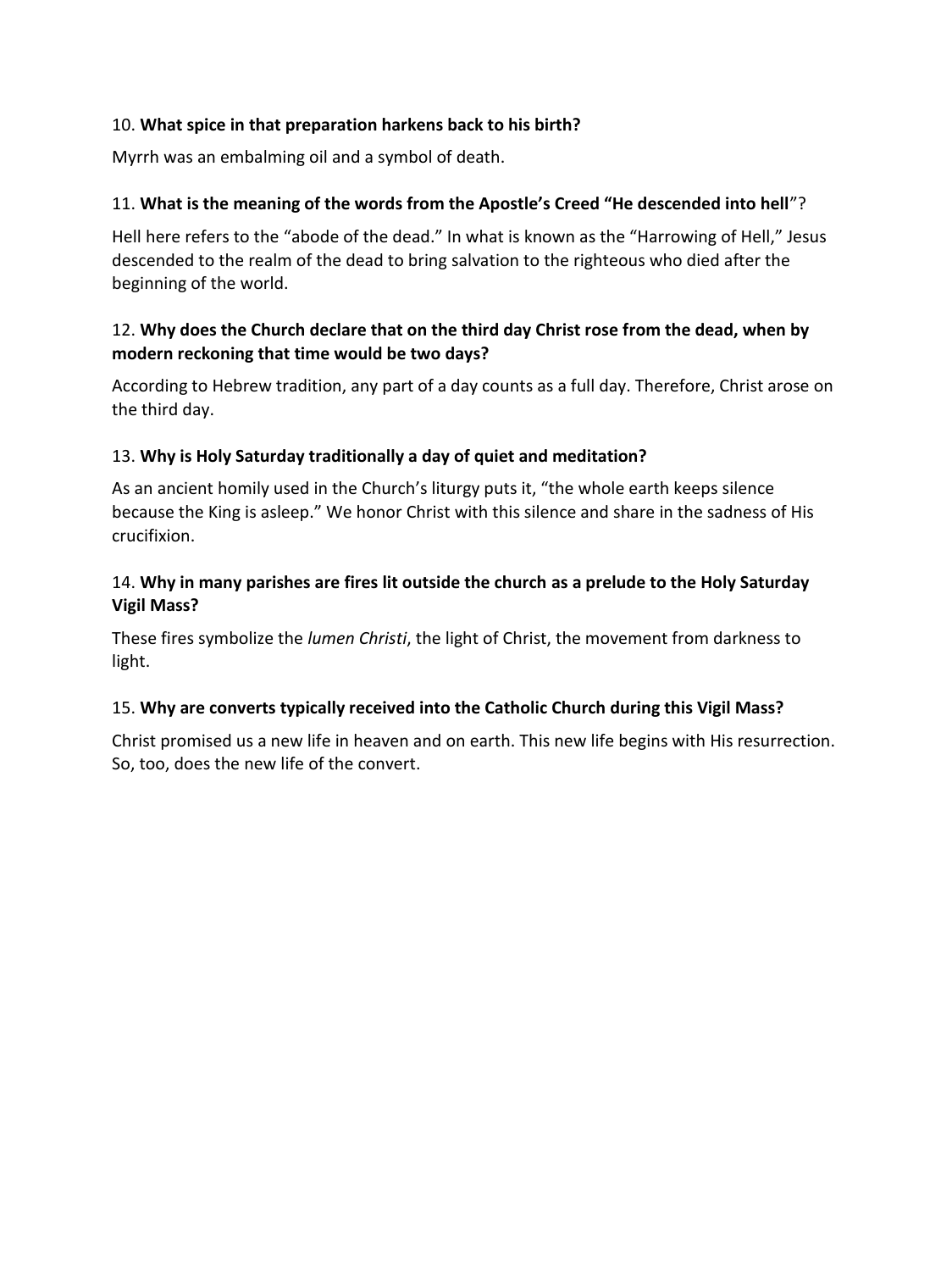10. **What spice in that preparation harkens back to his birth?**

Myrrh was an embalming oil and a symbol of death.

11. **What is the meaning of the words from the Apostle's Creed "He descended into hell**"?

Hell here refers to the "abode of the dead." In what is known as the "Harrowing of Hell," Jesus descended to the realm of the dead to bring salvation to the righteous who died after the beginning of the world.

12. **Why does the Church declare that on the third day Christ rose from the dead, when by modern reckoning that time would be two days?**

According to Hebrew tradition, any part of a day counts as a full day. Therefore, Christ arose on the third day.

13. **Why is Holy Saturday traditionally a day of quiet and meditation?**

As an ancient homily used in the Church's liturgy puts it, "the whole earth keeps silence because the King is asleep." We honor Christ with this silence and share in the sadness of His crucifixion.

14. **Why in many parishes are fires lit outside the church as a prelude to the Holy Saturday Vigil Mass?**

These fires symbolize the *lumen Christi*, the light of Christ, the movement from darkness to light.

15. **Why are converts typically received into the Catholic Church during this Vigil Mass?**

Christ promised us a new life in heaven and on earth. This new life begins with His resurrection. So, too, does the new life of the convert.